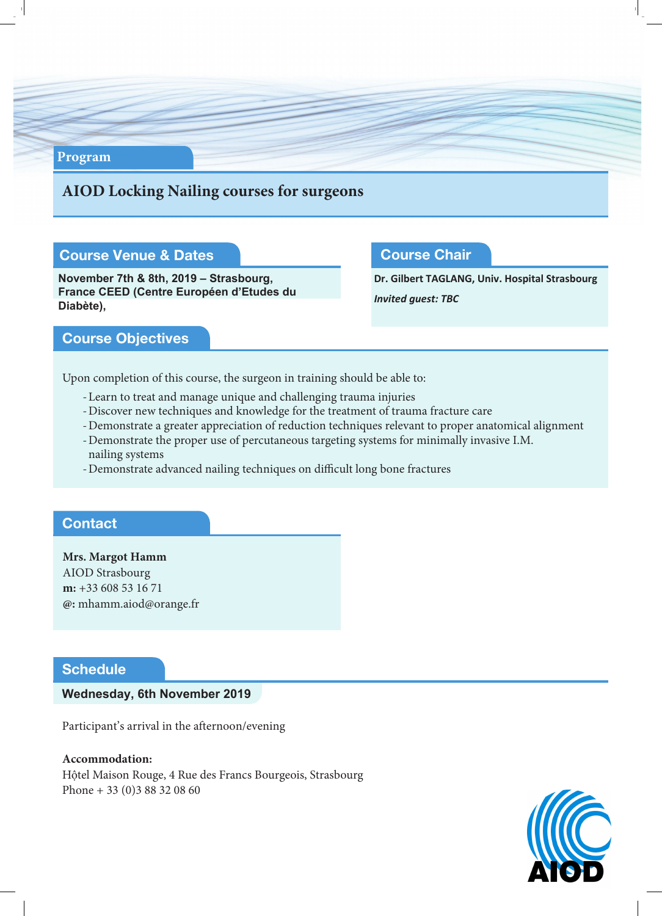Program

# AIOD Locking Nailing courses for surgeons

## Course Venue & Dates

**November 7th & 8th, 2019 – Strasbourg, France CEED (Centre Européen d'Etudes du Diabète),**

## Course Chair

**Dr. Gilbert TAGLANG, Univ. Hospital Strasbourg**

***Invited guest: TBC***

## Course Objectives

Upon completion of this course, the surgeon in training should be able to:

- Learn to treat and manage unique and challenging trauma injuries
- Discover new techniques and knowledge for the treatment of trauma fracture care
- Demonstrate a greater appreciation of reduction techniques relevant to proper anatomical alignment
- Demonstrate the proper use of percutaneous targeting systems for minimally invasive I.M. nailing systems
- Demonstrate advanced nailing techniques on difficult long bone fractures

## Contact

**Mrs. Margot Hamm**
AIOD Strasbourg
**m:** +33 608 53 16 71
**@:** mhamm.aiod@orange.fr

## Schedule

### Wednesday, 6th November 2019

Participant's arrival in the afternoon/evening

**Accommodation:**
Hộtel Maison Rouge, 4 Rue des Francs Bourgeois, Strasbourg
Phone + 33 (0)3 88 32 08 60

AIOD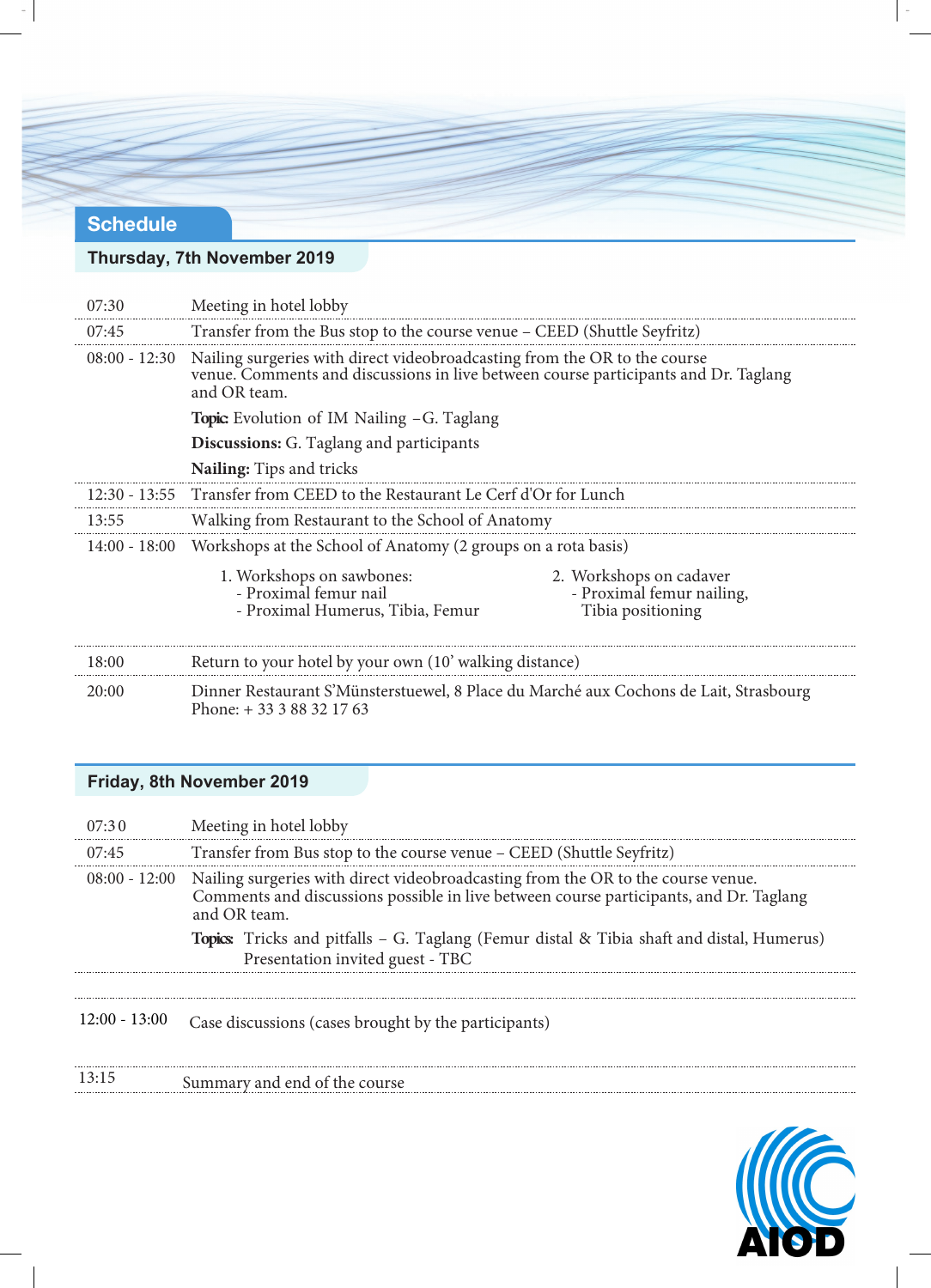## Schedule

### Thursday, 7th November 2019

| | |
|---|---|
| 07:30 | Meeting in hotel lobby |
| 07:45 | Transfer from the Bus stop to the course venue – CEED (Shuttle Seyfritz) |
| 08:00 - 12:30 | Nailing surgeries with direct videobroadcasting from the OR to the course venue. Comments and discussions in live between course participants and Dr. Taglang and OR team.<br>**Topic:** Evolution of IM Nailing –G. Taglang<br>**Discussions:** G. Taglang and participants<br>**Nailing:** Tips and tricks |
| 12:30 - 13:55 | Transfer from CEED to the Restaurant Le Cerf d'Or for Lunch |
| 13:55 | Walking from Restaurant to the School of Anatomy |
| 14:00 - 18:00 | Workshops at the School of Anatomy (2 groups on a rota basis)<br>1. Workshops on sawbones:<br>- Proximal femur nail<br>- Proximal Humerus, Tibia, Femur<br>2. Workshops on cadaver<br>- Proximal femur nailing, Tibia positioning |
| 18:00 | Return to your hotel by your own (10' walking distance) |
| 20:00 | Dinner Restaurant S'Münsterstuewel, 8 Place du Marché aux Cochons de Lait, Strasbourg<br>Phone: + 33 3 88 32 17 63 |

### Friday, 8th November 2019

| | |
|---|---|
| 07:30 | Meeting in hotel lobby |
| 07:45 | Transfer from Bus stop to the course venue – CEED (Shuttle Seyfritz) |
| 08:00 - 12:00 | Nailing surgeries with direct videobroadcasting from the OR to the course venue. Comments and discussions possible in live between course participants, and Dr. Taglang and OR team.<br>**Topics:** Tricks and pitfalls – G. Taglang (Femur distal & Tibia shaft and distal, Humerus)<br>Presentation invited guest - TBC |
| 12:00 - 13:00 | Case discussions (cases brought by the participants) |
| 13:15 | Summary and end of the course |

AIOD